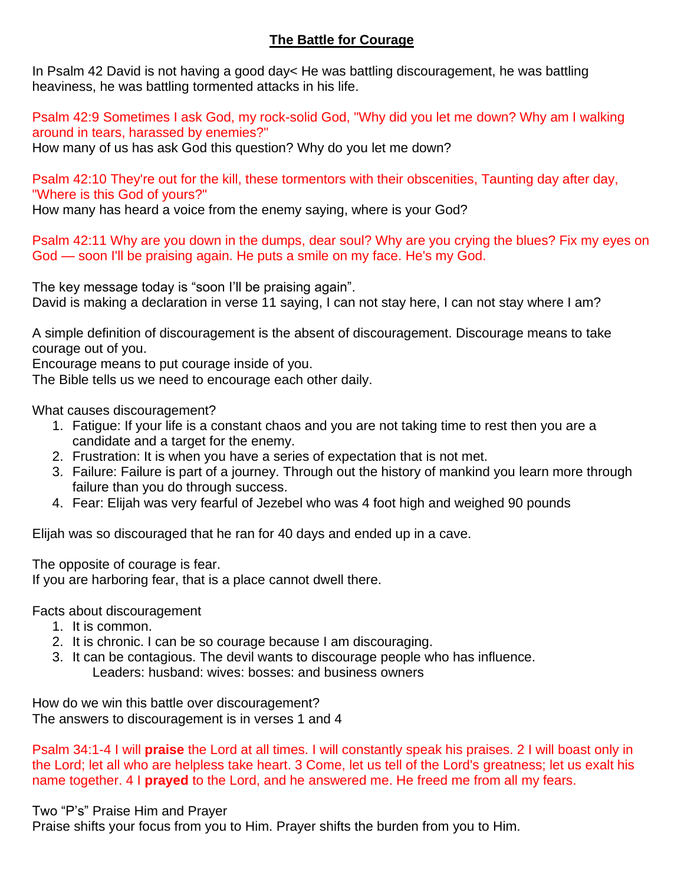# **The Battle for Courage**

In Psalm 42 David is not having a good day< He was battling discouragement, he was battling heaviness, he was battling tormented attacks in his life.

Psalm 42:9 Sometimes I ask God, my rock-solid God, "Why did you let me down? Why am I walking around in tears, harassed by enemies?"
How many of us has ask God this question? Why do you let me down?

Psalm 42:10 They're out for the kill, these tormentors with their obscenities, Taunting day after day, "Where is this God of yours?"
How many has heard a voice from the enemy saying, where is your God?

Psalm 42:11 Why are you down in the dumps, dear soul? Why are you crying the blues? Fix my eyes on God — soon I'll be praising again. He puts a smile on my face. He's my God.

The key message today is "soon I'll be praising again".
David is making a declaration in verse 11 saying, I can not stay here, I can not stay where I am?

A simple definition of discouragement is the absent of discouragement. Discourage means to take courage out of you.
Encourage means to put courage inside of you.
The Bible tells us we need to encourage each other daily.

What causes discouragement?

1. Fatigue: If your life is a constant chaos and you are not taking time to rest then you are a candidate and a target for the enemy.
2. Frustration: It is when you have a series of expectation that is not met.
3. Failure: Failure is part of a journey. Through out the history of mankind you learn more through failure than you do through success.
4. Fear: Elijah was very fearful of Jezebel who was 4 foot high and weighed 90 pounds

Elijah was so discouraged that he ran for 40 days and ended up in a cave.

The opposite of courage is fear.
If you are harboring fear, that is a place cannot dwell there.

Facts about discouragement

1. It is common.
2. It is chronic. I can be so courage because I am discouraging.
3. It can be contagious. The devil wants to discourage people who has influence.
   Leaders: husband: wives: bosses: and business owners

How do we win this battle over discouragement?
The answers to discouragement is in verses 1 and 4

Psalm 34:1-4 I will **praise** the Lord at all times. I will constantly speak his praises. 2 I will boast only in the Lord; let all who are helpless take heart. 3 Come, let us tell of the Lord's greatness; let us exalt his name together. 4 I **prayed** to the Lord, and he answered me. He freed me from all my fears.

Two "P's" Praise Him and Prayer
Praise shifts your focus from you to Him. Prayer shifts the burden from you to Him.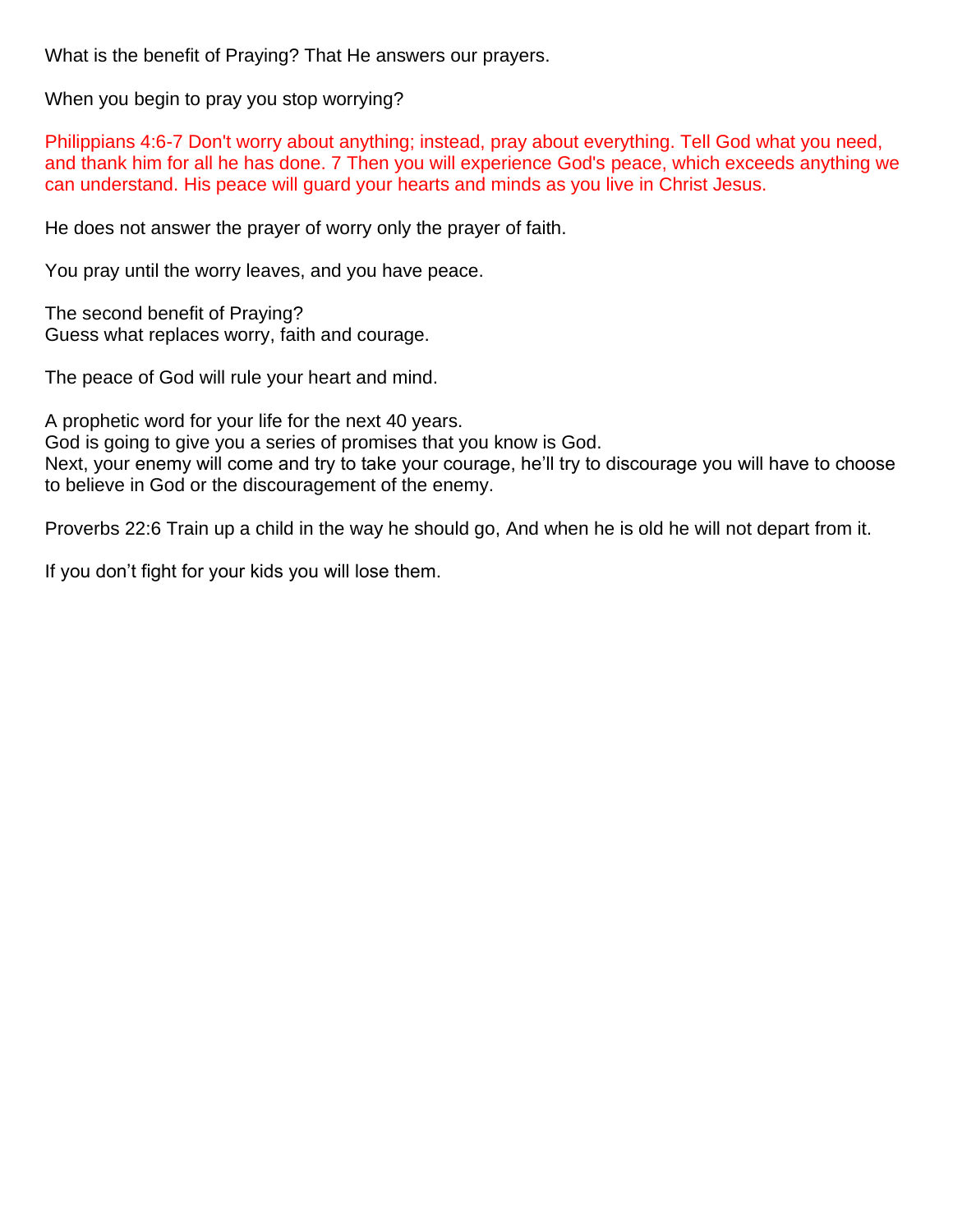What is the benefit of Praying? That He answers our prayers.

When you begin to pray you stop worrying?

Philippians 4:6-7 Don't worry about anything; instead, pray about everything. Tell God what you need, and thank him for all he has done. 7 Then you will experience God's peace, which exceeds anything we can understand. His peace will guard your hearts and minds as you live in Christ Jesus.

He does not answer the prayer of worry only the prayer of faith.

You pray until the worry leaves, and you have peace.

The second benefit of Praying?
Guess what replaces worry, faith and courage.

The peace of God will rule your heart and mind.

A prophetic word for your life for the next 40 years.
God is going to give you a series of promises that you know is God.
Next, your enemy will come and try to take your courage, he'll try to discourage you will have to choose to believe in God or the discouragement of the enemy.

Proverbs 22:6 Train up a child in the way he should go, And when he is old he will not depart from it.

If you don't fight for your kids you will lose them.